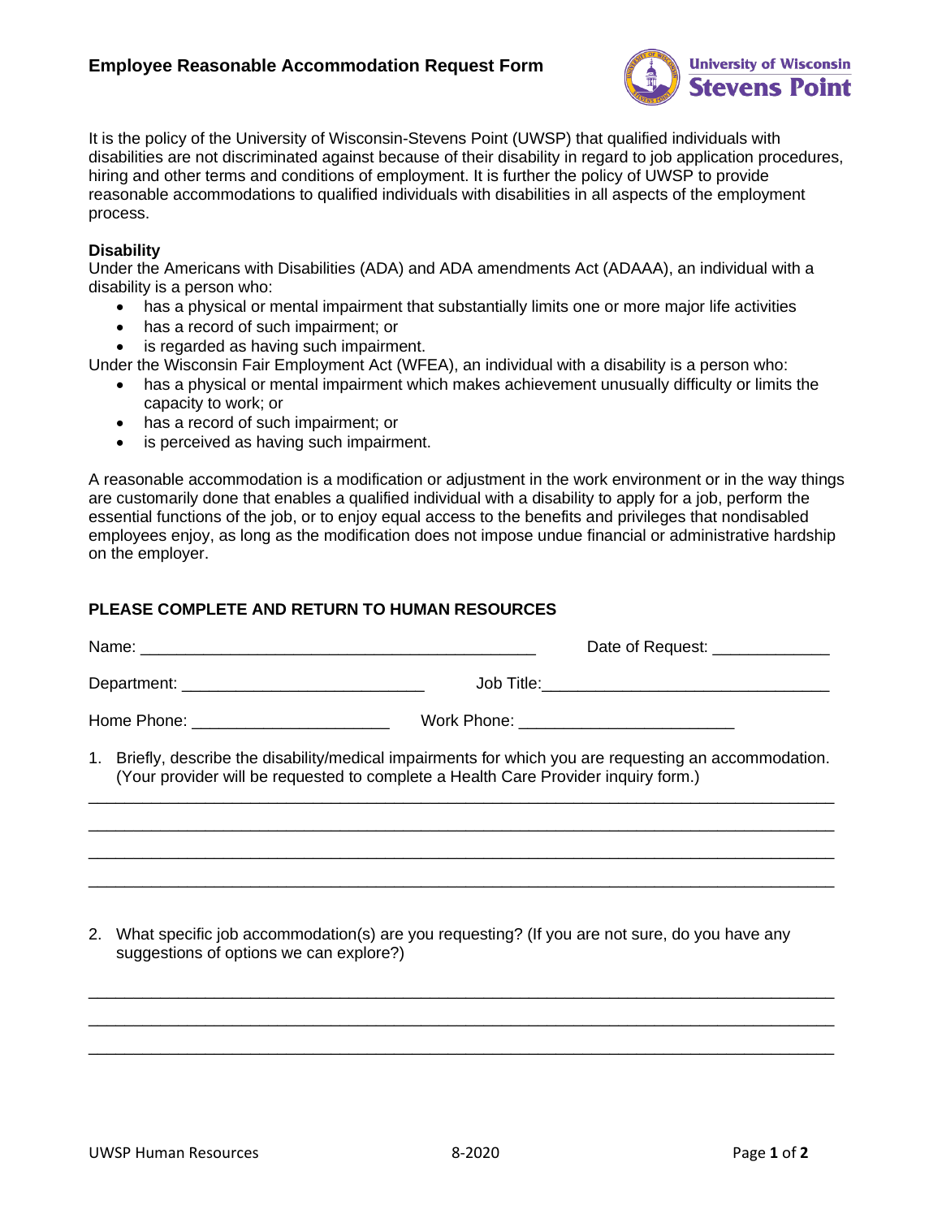# Employee Reasonable Accommodation Request Form

It is the policy of the University of Wisconsin-Stevens Point (UWSP) that qualified individuals with disabilities are not discriminated against because of their disability in regard to job application procedures, hiring and other terms and conditions of employment. It is further the policy of UWSP to provide reasonable accommodations to qualified individuals with disabilities in all aspects of the employment process.

**Disability**

Under the Americans with Disabilities (ADA) and ADA amendments Act (ADAAA), an individual with a disability is a person who:

- has a physical or mental impairment that substantially limits one or more major life activities
- has a record of such impairment; or
- is regarded as having such impairment.

Under the Wisconsin Fair Employment Act (WFEA), an individual with a disability is a person who:

- has a physical or mental impairment which makes achievement unusually difficulty or limits the capacity to work; or
- has a record of such impairment; or
- is perceived as having such impairment.

A reasonable accommodation is a modification or adjustment in the work environment or in the way things are customarily done that enables a qualified individual with a disability to apply for a job, perform the essential functions of the job, or to enjoy equal access to the benefits and privileges that nondisabled employees enjoy, as long as the modification does not impose undue financial or administrative hardship on the employer.

**PLEASE COMPLETE AND RETURN TO HUMAN RESOURCES**

Name: ____________________________________________ Date of Request: _____________

Department: ___________________________ Job Title: ________________________________

Home Phone: ______________________ Work Phone: ________________________

1. Briefly, describe the disability/medical impairments for which you are requesting an accommodation. (Your provider will be requested to complete a Health Care Provider inquiry form.)

___________________________________________________________________________________

___________________________________________________________________________________

___________________________________________________________________________________

___________________________________________________________________________________

2. What specific job accommodation(s) are you requesting? (If you are not sure, do you have any suggestions of options we can explore?)

___________________________________________________________________________________

___________________________________________________________________________________

___________________________________________________________________________________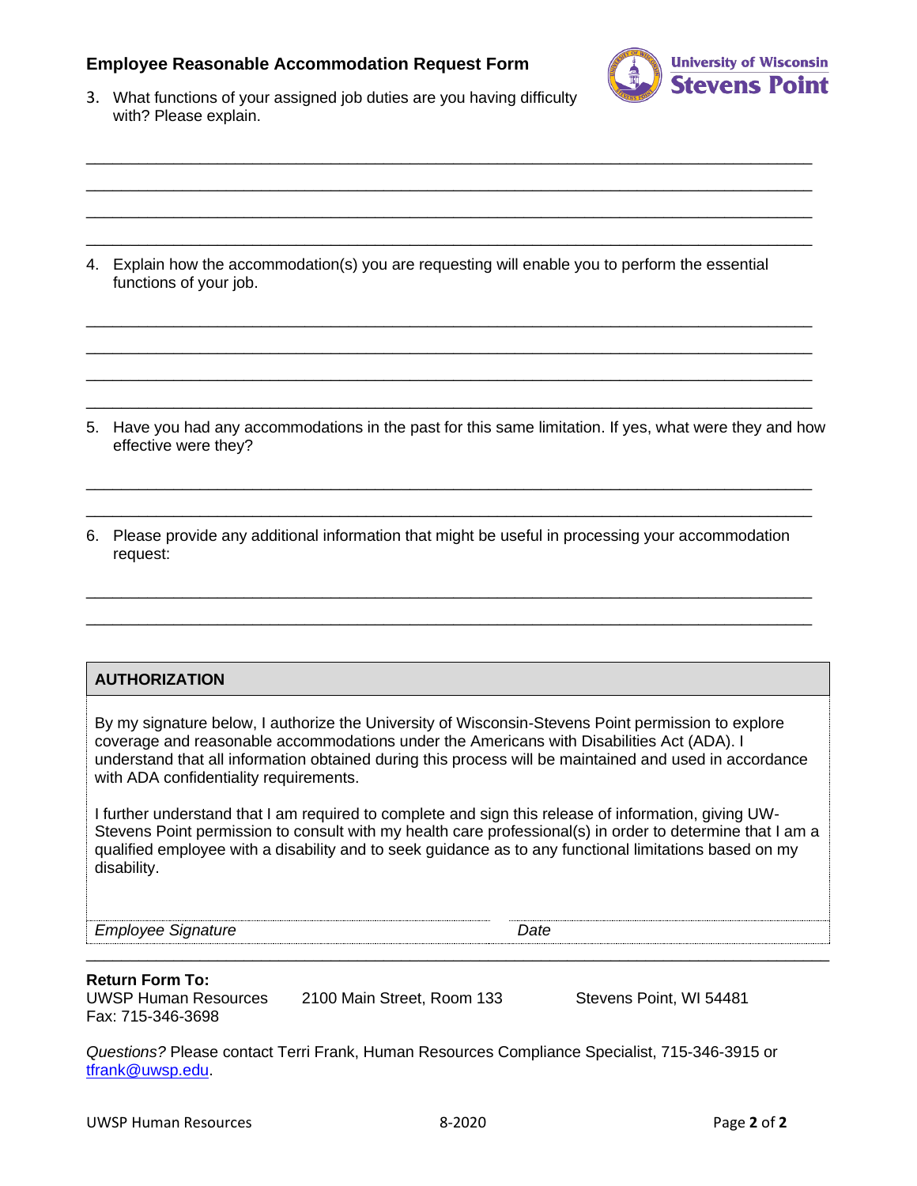3. What functions of your assigned job duties are you having difficulty with? Please explain.

______________________________________________________________________________

______________________________________________________________________________

______________________________________________________________________________

______________________________________________________________________________

4. Explain how the accommodation(s) you are requesting will enable you to perform the essential functions of your job.

______________________________________________________________________________

______________________________________________________________________________

______________________________________________________________________________

______________________________________________________________________________

5. Have you had any accommodations in the past for this same limitation. If yes, what were they and how effective were they?

______________________________________________________________________________

______________________________________________________________________________

6. Please provide any additional information that might be useful in processing your accommodation request:

______________________________________________________________________________

______________________________________________________________________________

**AUTHORIZATION**

By my signature below, I authorize the University of Wisconsin-Stevens Point permission to explore coverage and reasonable accommodations under the Americans with Disabilities Act (ADA). I understand that all information obtained during this process will be maintained and used in accordance with ADA confidentiality requirements.

I further understand that I am required to complete and sign this release of information, giving UW-Stevens Point permission to consult with my health care professional(s) in order to determine that I am a qualified employee with a disability and to seek guidance as to any functional limitations based on my disability.

| *Employee Signature* | *Date* |
|---|---|

**Return Form To:**
UWSP Human Resources    2100 Main Street, Room 133    Stevens Point, WI 54481
Fax: 715-346-3698

*Questions?* Please contact Terri Frank, Human Resources Compliance Specialist, 715-346-3915 or tfrank@uwsp.edu.